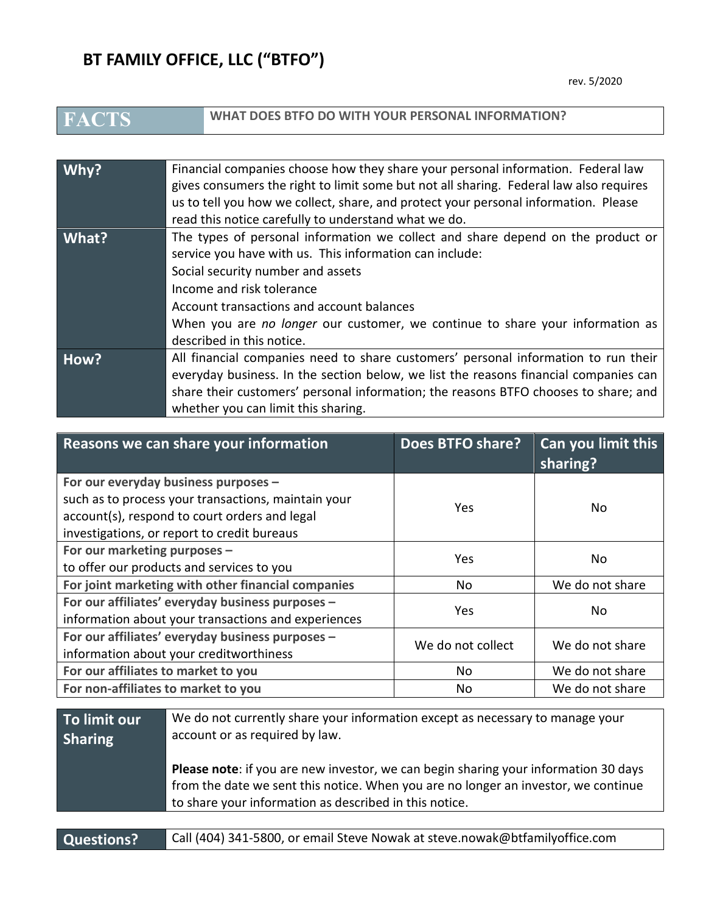# BT FAMILY OFFICE, LLC ("BTFO")

rev. 5/2020

| FACTS | WHAT DOES BTFO DO WITH YOUR PERSONAL INFORMATION? |
|---|---|

| | |
|---|---|
| **Why?** | Financial companies choose how they share your personal information. Federal law gives consumers the right to limit some but not all sharing. Federal law also requires us to tell you how we collect, share, and protect your personal information. Please read this notice carefully to understand what we do. |
| **What?** | The types of personal information we collect and share depend on the product or service you have with us. This information can include:<br>Social security number and assets<br>Income and risk tolerance<br>Account transactions and account balances<br>When you are *no longer* our customer, we continue to share your information as described in this notice. |
| **How?** | All financial companies need to share customers' personal information to run their everyday business. In the section below, we list the reasons financial companies can share their customers' personal information; the reasons BTFO chooses to share; and whether you can limit this sharing. |

| Reasons we can share your information | Does BTFO share? | Can you limit this sharing? |
|---|---|---|
| **For our everyday business purposes –** such as to process your transactions, maintain your account(s), respond to court orders and legal investigations, or report to credit bureaus | Yes | No |
| **For our marketing purposes –** to offer our products and services to you | Yes | No |
| **For joint marketing with other financial companies** | No | We do not share |
| **For our affiliates' everyday business purposes –** information about your transactions and experiences | Yes | No |
| **For our affiliates' everyday business purposes –** information about your creditworthiness | We do not collect | We do not share |
| **For our affiliates to market to you** | No | We do not share |
| **For non-affiliates to market to you** | No | We do not share |

| | |
|---|---|
| **To limit our Sharing** | We do not currently share your information except as necessary to manage your account or as required by law.<br><br>**Please note**: if you are new investor, we can begin sharing your information 30 days from the date we sent this notice. When you are no longer an investor, we continue to share your information as described in this notice. |

| | |
|---|---|
| **Questions?** | Call (404) 341-5800, or email Steve Nowak at steve.nowak@btfamilyoffice.com |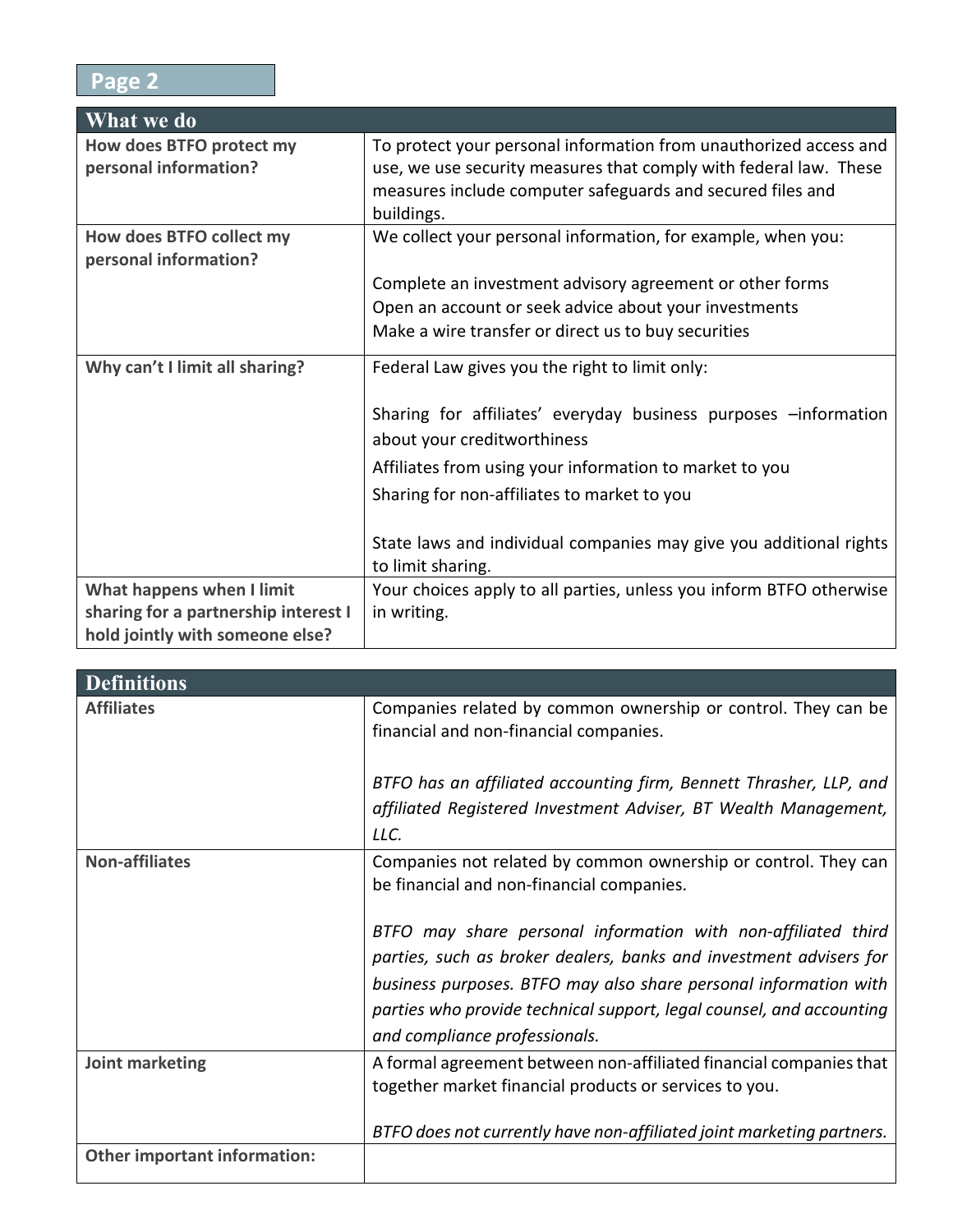## Page 2

| What we do | |
|---|---|
| **How does BTFO protect my personal information?** | To protect your personal information from unauthorized access and use, we use security measures that comply with federal law. These measures include computer safeguards and secured files and buildings. |
| **How does BTFO collect my personal information?** | We collect your personal information, for example, when you:<br><br>Complete an investment advisory agreement or other forms<br>Open an account or seek advice about your investments<br>Make a wire transfer or direct us to buy securities |
| **Why can't I limit all sharing?** | Federal Law gives you the right to limit only:<br><br>Sharing for affiliates' everyday business purposes –information about your creditworthiness<br>Affiliates from using your information to market to you<br>Sharing for non-affiliates to market to you<br><br>State laws and individual companies may give you additional rights to limit sharing. |
| **What happens when I limit sharing for a partnership interest I hold jointly with someone else?** | Your choices apply to all parties, unless you inform BTFO otherwise in writing. |

| Definitions | |
|---|---|
| **Affiliates** | Companies related by common ownership or control. They can be financial and non-financial companies.<br><br>*BTFO has an affiliated accounting firm, Bennett Thrasher, LLP, and affiliated Registered Investment Adviser, BT Wealth Management, LLC.* |
| **Non-affiliates** | Companies not related by common ownership or control. They can be financial and non-financial companies.<br><br>*BTFO may share personal information with non-affiliated third parties, such as broker dealers, banks and investment advisers for business purposes. BTFO may also share personal information with parties who provide technical support, legal counsel, and accounting and compliance professionals.* |
| **Joint marketing** | A formal agreement between non-affiliated financial companies that together market financial products or services to you.<br><br>*BTFO does not currently have non-affiliated joint marketing partners.* |
| **Other important information:** | |